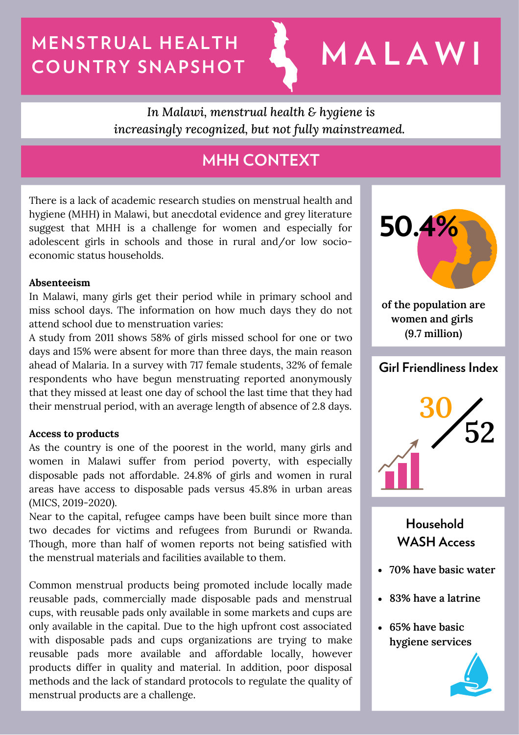# MENSTRUAL HEALTH COUNTRY SNAPSHOT

# MALAWI

*In Malawi, menstrual health & hygiene is increasingly recognized, but not fully mainstreamed.*

## MHH CONTEXT

There is a lack of academic research studies on menstrual health and hygiene (MHH) in Malawi, but anecdotal evidence and grey literature suggest that MHH is a challenge for women and especially for adolescent girls in schools and those in rural and/or low socio-economic status households.

**Absenteeism**

In Malawi, many girls get their period while in primary school and miss school days. The information on how much days they do not attend school due to menstruation varies:

A study from 2011 shows 58% of girls missed school for one or two days and 15% were absent for more than three days, the main reason ahead of Malaria. In a survey with 717 female students, 32% of female respondents who have begun menstruating reported anonymously that they missed at least one day of school the last time that they had their menstrual period, with an average length of absence of 2.8 days.

**Access to products**

As the country is one of the poorest in the world, many girls and women in Malawi suffer from period poverty, with especially disposable pads not affordable. 24.8% of girls and women in rural areas have access to disposable pads versus 45.8% in urban areas (MICS, 2019-2020).

Near to the capital, refugee camps have been built since more than two decades for victims and refugees from Burundi or Rwanda. Though, more than half of women reports not being satisfied with the menstrual materials and facilities available to them.

Common menstrual products being promoted include locally made reusable pads, commercially made disposable pads and menstrual cups, with reusable pads only available in some markets and cups are only available in the capital. Due to the high upfront cost associated with disposable pads and cups organizations are trying to make reusable pads more available and affordable locally, however products differ in quality and material. In addition, poor disposal methods and the lack of standard protocols to regulate the quality of menstrual products are a challenge.

**50.4%**

**of the population are women and girls (9.7 million)**

### Girl Friendliness Index

**30/52**

### Household WASH Access

- **70% have basic water**
- **83% have a latrine**
- **65% have basic hygiene services**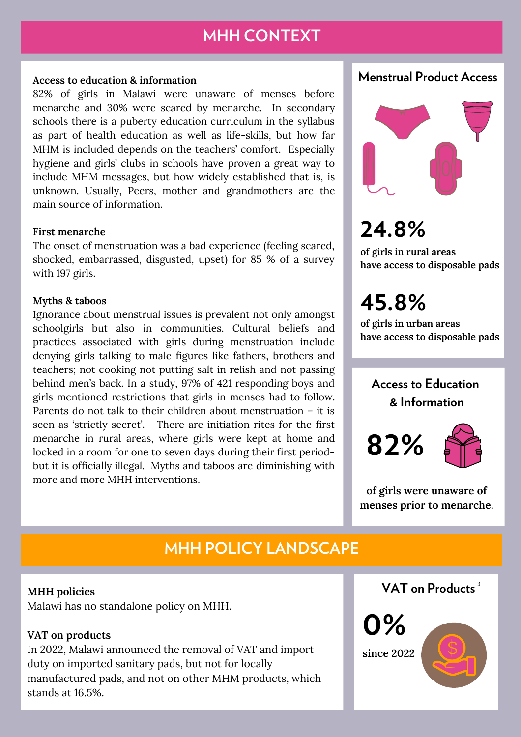## MHH CONTEXT

**Access to education & information**
82% of girls in Malawi were unaware of menses before menarche and 30% were scared by menarche. In secondary schools there is a puberty education curriculum in the syllabus as part of health education as well as life-skills, but how far MHM is included depends on the teachers' comfort. Especially hygiene and girls' clubs in schools have proven a great way to include MHM messages, but how widely established that is, is unknown. Usually, Peers, mother and grandmothers are the main source of information.

**First menarche**
The onset of menstruation was a bad experience (feeling scared, shocked, embarrassed, disgusted, upset) for 85 % of a survey with 197 girls.

**Myths & taboos**
Ignorance about menstrual issues is prevalent not only amongst schoolgirls but also in communities. Cultural beliefs and practices associated with girls during menstruation include denying girls talking to male figures like fathers, brothers and teachers; not cooking not putting salt in relish and not passing behind men's back. In a study, 97% of 421 responding boys and girls mentioned restrictions that girls in menses had to follow. Parents do not talk to their children about menstruation – it is seen as 'strictly secret'. There are initiation rites for the first menarche in rural areas, where girls were kept at home and locked in a room for one to seven days during their first period- but it is officially illegal. Myths and taboos are diminishing with more and more MHH interventions.

### Menstrual Product Access

**24.8%**
of girls in rural areas have access to disposable pads

**45.8%**
of girls in urban areas have access to disposable pads

### Access to Education & Information

**82%**
of girls were unaware of menses prior to menarche.

## MHH POLICY LANDSCAPE

**MHH policies**
Malawi has no standalone policy on MHH.

**VAT on products**
In 2022, Malawi announced the removal of VAT and import duty on imported sanitary pads, but not for locally manufactured pads, and not on other MHM products, which stands at 16.5%.

### VAT on Products [3]

**0%**
since 2022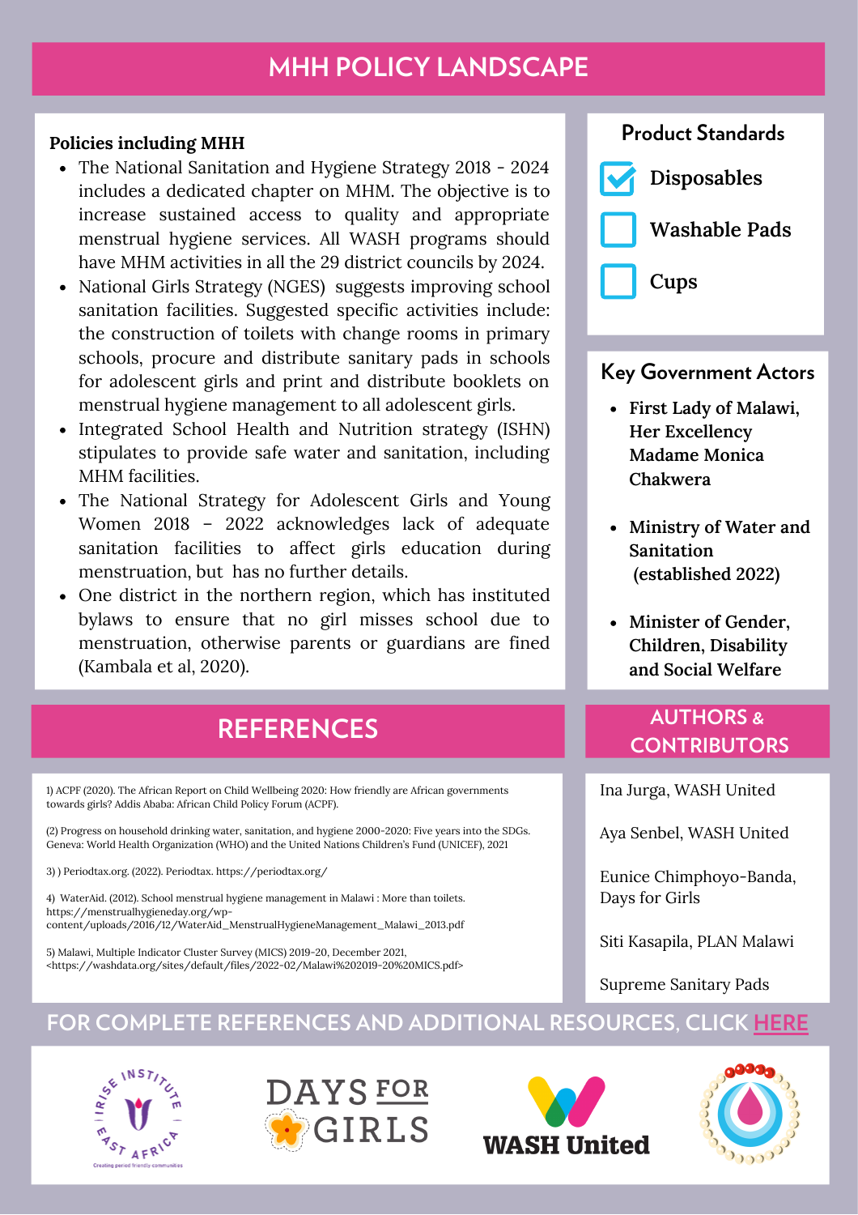# MHH POLICY LANDSCAPE

**Policies including MHH**

- The National Sanitation and Hygiene Strategy 2018 - 2024 includes a dedicated chapter on MHM. The objective is to increase sustained access to quality and appropriate menstrual hygiene services. All WASH programs should have MHM activities in all the 29 district councils by 2024.
- National Girls Strategy (NGES) suggests improving school sanitation facilities. Suggested specific activities include: the construction of toilets with change rooms in primary schools, procure and distribute sanitary pads in schools for adolescent girls and print and distribute booklets on menstrual hygiene management to all adolescent girls.
- Integrated School Health and Nutrition strategy (ISHN) stipulates to provide safe water and sanitation, including MHM facilities.
- The National Strategy for Adolescent Girls and Young Women 2018 – 2022 acknowledges lack of adequate sanitation facilities to affect girls education during menstruation, but has no further details.
- One district in the northern region, which has instituted bylaws to ensure that no girl misses school due to menstruation, otherwise parents or guardians are fined (Kambala et al, 2020).

## Product Standards

- [x] Disposables
- [ ] Washable Pads
- [ ] Cups

## Key Government Actors

- **First Lady of Malawi, Her Excellency Madame Monica Chakwera**
- **Ministry of Water and Sanitation (established 2022)**
- **Minister of Gender, Children, Disability and Social Welfare**

## REFERENCES

1) ACPF (2020). The African Report on Child Wellbeing 2020: How friendly are African governments towards girls? Addis Ababa: African Child Policy Forum (ACPF).

(2) Progress on household drinking water, sanitation, and hygiene 2000-2020: Five years into the SDGs. Geneva: World Health Organization (WHO) and the United Nations Children's Fund (UNICEF), 2021

3) ) Periodtax.org. (2022). Periodtax. https://periodtax.org/

4) WaterAid. (2012). School menstrual hygiene management in Malawi : More than toilets. https://menstrualhygieneday.org/wp-content/uploads/2016/12/WaterAid_MenstrualHygieneManagement_Malawi_2013.pdf

5) Malawi, Multiple Indicator Cluster Survey (MICS) 2019-20, December 2021, <https://washdata.org/sites/default/files/2022-02/Malawi%202019-20%20MICS.pdf>

## AUTHORS & CONTRIBUTORS

Ina Jurga, WASH United

Aya Senbel, WASH United

Eunice Chimphoyo-Banda, Days for Girls

Siti Kasapila, PLAN Malawi

Supreme Sanitary Pads

**FOR COMPLETE REFERENCES AND ADDITIONAL RESOURCES, CLICK HERE**

IRISE INSTITUTE EAST AFRICA — Creating period friendly communities

DAYS FOR GIRLS

WASH United